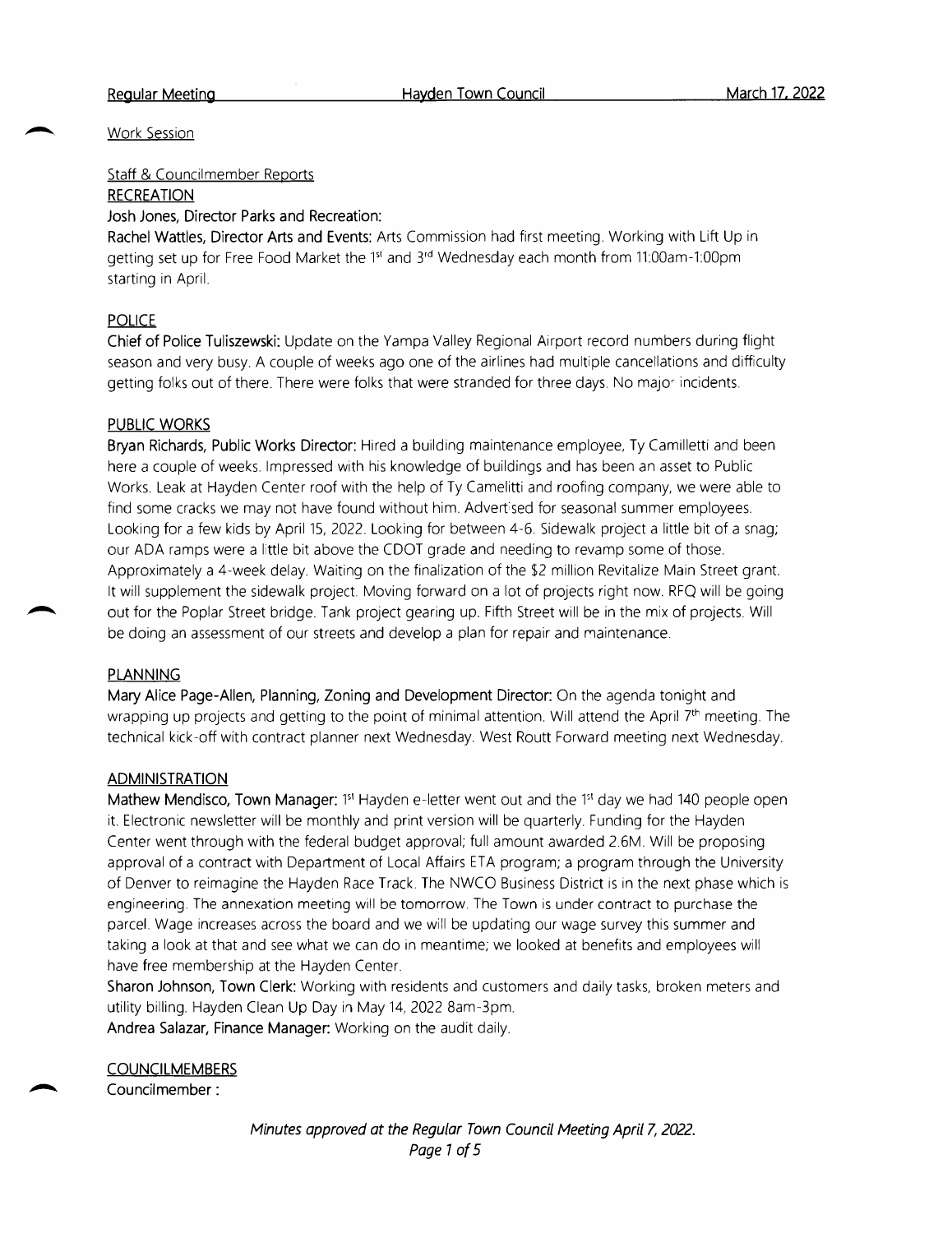Work Session

Staff & Councilmember Reports

## RECREATION

**Josh Jones, Director Parks and Recreation:**

**Rachel Wattles, Director Arts and Events:** Arts Commission had first meeting. Working with Lift Up in getting set up for Free Food Market the 1st and 3rd Wednesday each month from 11:00am-1:00pm starting in April.

## POLICE

**Chief of Police Tuliszewski:** Update on the Yampa Valley Regional Airport record numbers during flight season and very busy. A couple of weeks ago one of the airlines had multiple cancellations and difficulty getting folks out of there. There were folks that were stranded for three days. No major incidents.

## PUBLIC WORKS

**Bryan Richards, Public Works Director:** Hired a building maintenance employee, Ty Camilletti and been here a couple of weeks. Impressed with his knowledge of buildings and has been an asset to Public Works. Leak at Hayden Center roof with the help of Ty Camelitti and roofing company, we were able to find some cracks we may not have found without him. Advertised for seasonal summer employees. Looking for a few kids by April 15, 2022. Looking for between 4-6. Sidewalk project a little bit of a snag; our ADA ramps were a little bit above the CDOT grade and needing to revamp some of those. Approximately a 4-week delay. Waiting on the finalization of the $2 million Revitalize Main Street grant. It will supplement the sidewalk project. Moving forward on a lot of projects right now. RFQ will be going out for the Poplar Street bridge. Tank project gearing up. Fifth Street will be in the mix of projects. Will be doing an assessment of our streets and develop a plan for repair and maintenance.

## PLANNING

**Mary Alice Page-Allen, Planning, Zoning and Development Director:** On the agenda tonight and wrapping up projects and getting to the point of minimal attention. Will attend the April 7th meeting. The technical kick-off with contract planner next Wednesday. West Routt Forward meeting next Wednesday.

## ADMINISTRATION

**Mathew Mendisco, Town Manager:** 1st Hayden e-letter went out and the 1st day we had 140 people open it. Electronic newsletter will be monthly and print version will be quarterly. Funding for the Hayden Center went through with the federal budget approval; full amount awarded 2.6M. Will be proposing approval of a contract with Department of Local Affairs ETA program; a program through the University of Denver to reimagine the Hayden Race Track. The NWCO Business District is in the next phase which is engineering. The annexation meeting will be tomorrow. The Town is under contract to purchase the parcel. Wage increases across the board and we will be updating our wage survey this summer and taking a look at that and see what we can do in meantime; we looked at benefits and employees will have free membership at the Hayden Center.

**Sharon Johnson, Town Clerk:** Working with residents and customers and daily tasks, broken meters and utility billing. Hayden Clean Up Day in May 14, 2022 8am-3pm.

**Andrea Salazar, Finance Manager:** Working on the audit daily.

## COUNCILMEMBERS

Councilmember :

*Minutes approved at the Regular Town Council Meeting April 7, 2022.*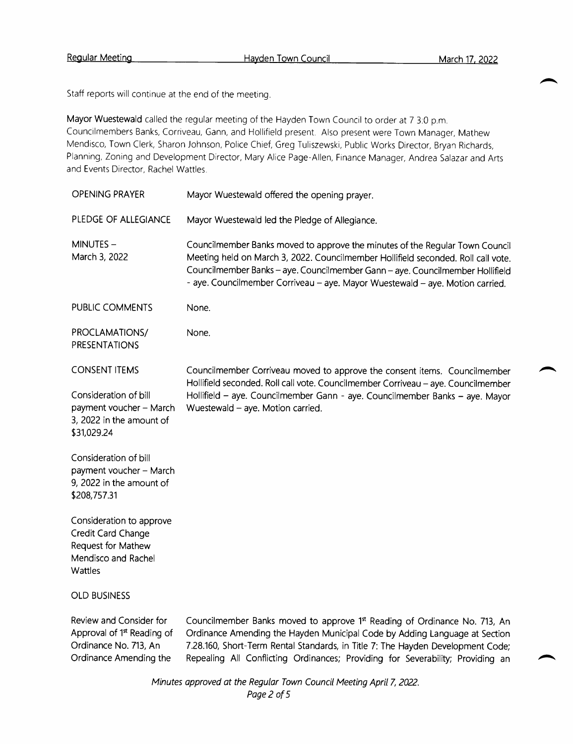Staff reports will continue at the end of the meeting.

**Mayor Wuestewald** called the regular meeting of the Hayden Town Council to order at 7 3:0 p.m. Councilmembers Banks, Corriveau, Gann, and Hollifield present. Also present were Town Manager, Mathew Mendisco, Town Clerk, Sharon Johnson, Police Chief, Greg Tuliszewski, Public Works Director, Bryan Richards, Planning, Zoning and Development Director, Mary Alice Page-Allen, Finance Manager, Andrea Salazar and Arts and Events Director, Rachel Wattles.

| | |
|---|---|
| OPENING PRAYER | Mayor Wuestewald offered the opening prayer. |
| PLEDGE OF ALLEGIANCE | Mayor Wuestewald led the Pledge of Allegiance. |
| MINUTES – March 3, 2022 | Councilmember Banks moved to approve the minutes of the Regular Town Council Meeting held on March 3, 2022. Councilmember Hollifield seconded. Roll call vote. Councilmember Banks – aye. Councilmember Gann – aye. Councilmember Hollifield - aye. Councilmember Corriveau – aye. Mayor Wuestewald – aye. Motion carried. |
| PUBLIC COMMENTS | None. |
| PROCLAMATIONS/ PRESENTATIONS | None. |
| CONSENT ITEMS | Councilmember Corriveau moved to approve the consent items. Councilmember Hollifield seconded. Roll call vote. Councilmember Corriveau – aye. Councilmember Hollifield – aye. Councilmember Gann - aye. Councilmember Banks – aye. Mayor Wuestewald – aye. Motion carried. |
| Consideration of bill payment voucher – March 3, 2022 in the amount of $31,029.24 | |
| Consideration of bill payment voucher – March 9, 2022 in the amount of $208,757.31 | |
| Consideration to approve Credit Card Change Request for Mathew Mendisco and Rachel Wattles | |
| OLD BUSINESS | |
| Review and Consider for Approval of 1st Reading of Ordinance No. 713, An Ordinance Amending the | Councilmember Banks moved to approve 1st Reading of Ordinance No. 713, An Ordinance Amending the Hayden Municipal Code by Adding Language at Section 7.28.160, Short-Term Rental Standards, in Title 7: The Hayden Development Code; Repealing All Conflicting Ordinances; Providing for Severability; Providing an |

*Minutes approved at the Regular Town Council Meeting April 7, 2022.*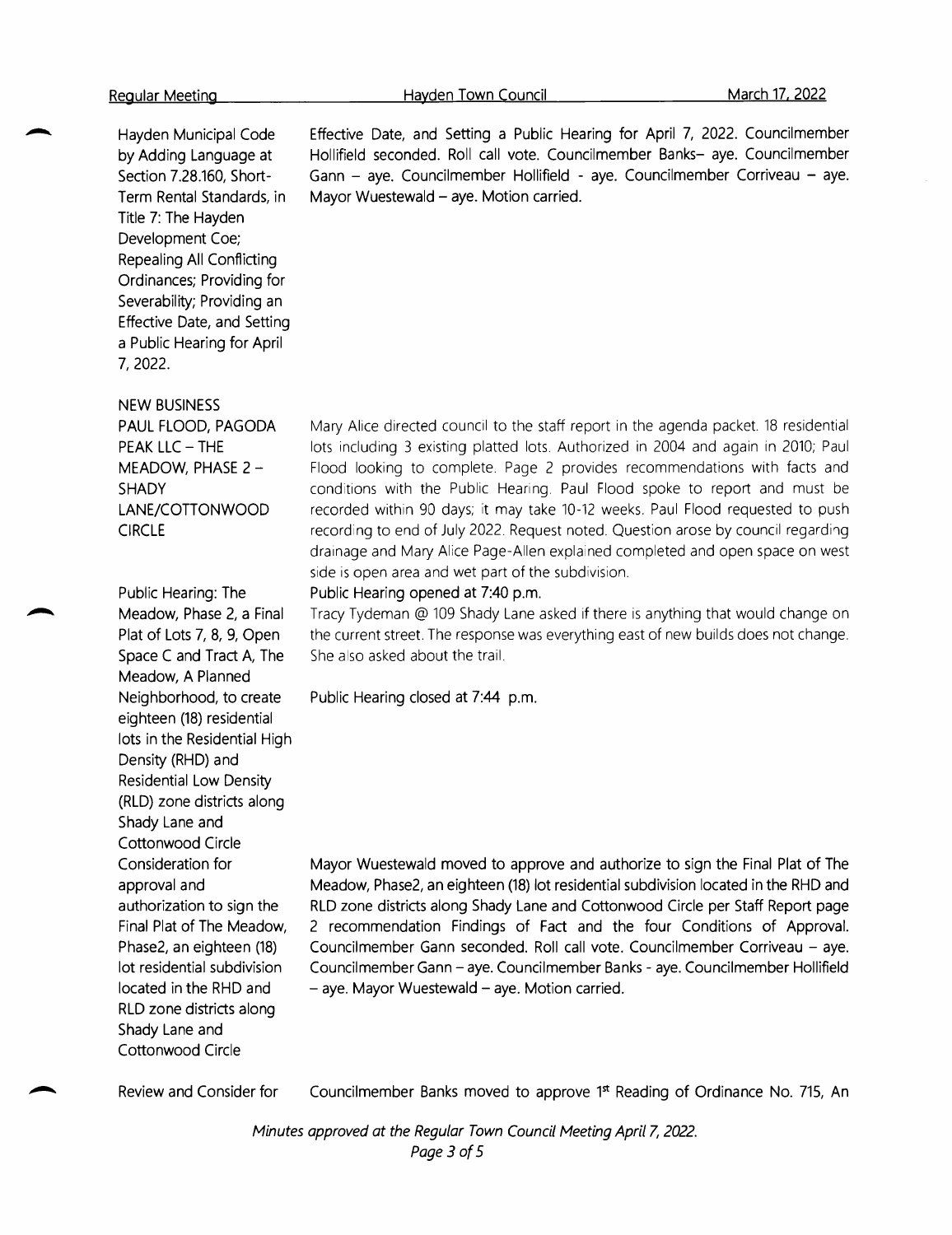| | |
|---|---|
| Hayden Municipal Code by Adding Language at Section 7.28.160, Short-Term Rental Standards, in Title 7: The Hayden Development Coe; Repealing All Conflicting Ordinances; Providing for Severability; Providing an Effective Date, and Setting a Public Hearing for April 7, 2022. | Effective Date, and Setting a Public Hearing for April 7, 2022. Councilmember Hollifield seconded. Roll call vote. Councilmember Banks– aye. Councilmember Gann – aye. Councilmember Hollifield - aye. Councilmember Corriveau – aye. Mayor Wuestewald – aye. Motion carried. |
| NEW BUSINESS<br>PAUL FLOOD, PAGODA PEAK LLC – THE MEADOW, PHASE 2 – SHADY LANE/COTTONWOOD CIRCLE | Mary Alice directed council to the staff report in the agenda packet. 18 residential lots including 3 existing platted lots. Authorized in 2004 and again in 2010; Paul Flood looking to complete. Page 2 provides recommendations with facts and conditions with the Public Hearing. Paul Flood spoke to report and must be recorded within 90 days; it may take 10-12 weeks. Paul Flood requested to push recording to end of July 2022. Request noted. Question arose by council regarding drainage and Mary Alice Page-Allen explained completed and open space on west side is open area and wet part of the subdivision. |
| Public Hearing: The Meadow, Phase 2, a Final Plat of Lots 7, 8, 9, Open Space C and Tract A, The Meadow, A Planned Neighborhood, to create eighteen (18) residential lots in the Residential High Density (RHD) and Residential Low Density (RLD) zone districts along Shady Lane and Cottonwood Circle | Public Hearing opened at 7:40 p.m.<br>Tracy Tydeman @ 109 Shady Lane asked if there is anything that would change on the current street. The response was everything east of new builds does not change. She also asked about the trail.<br><br>Public Hearing closed at 7:44 p.m. |
| Consideration for approval and authorization to sign the Final Plat of The Meadow, Phase2, an eighteen (18) lot residential subdivision located in the RHD and RLD zone districts along Shady Lane and Cottonwood Circle | Mayor Wuestewald moved to approve and authorize to sign the Final Plat of The Meadow, Phase2, an eighteen (18) lot residential subdivision located in the RHD and RLD zone districts along Shady Lane and Cottonwood Circle per Staff Report page 2 recommendation Findings of Fact and the four Conditions of Approval. Councilmember Gann seconded. Roll call vote. Councilmember Corriveau – aye. Councilmember Gann – aye. Councilmember Banks - aye. Councilmember Hollifield – aye. Mayor Wuestewald – aye. Motion carried. |
| Review and Consider for | Councilmember Banks moved to approve 1st Reading of Ordinance No. 715, An |

*Minutes approved at the Regular Town Council Meeting April 7, 2022.*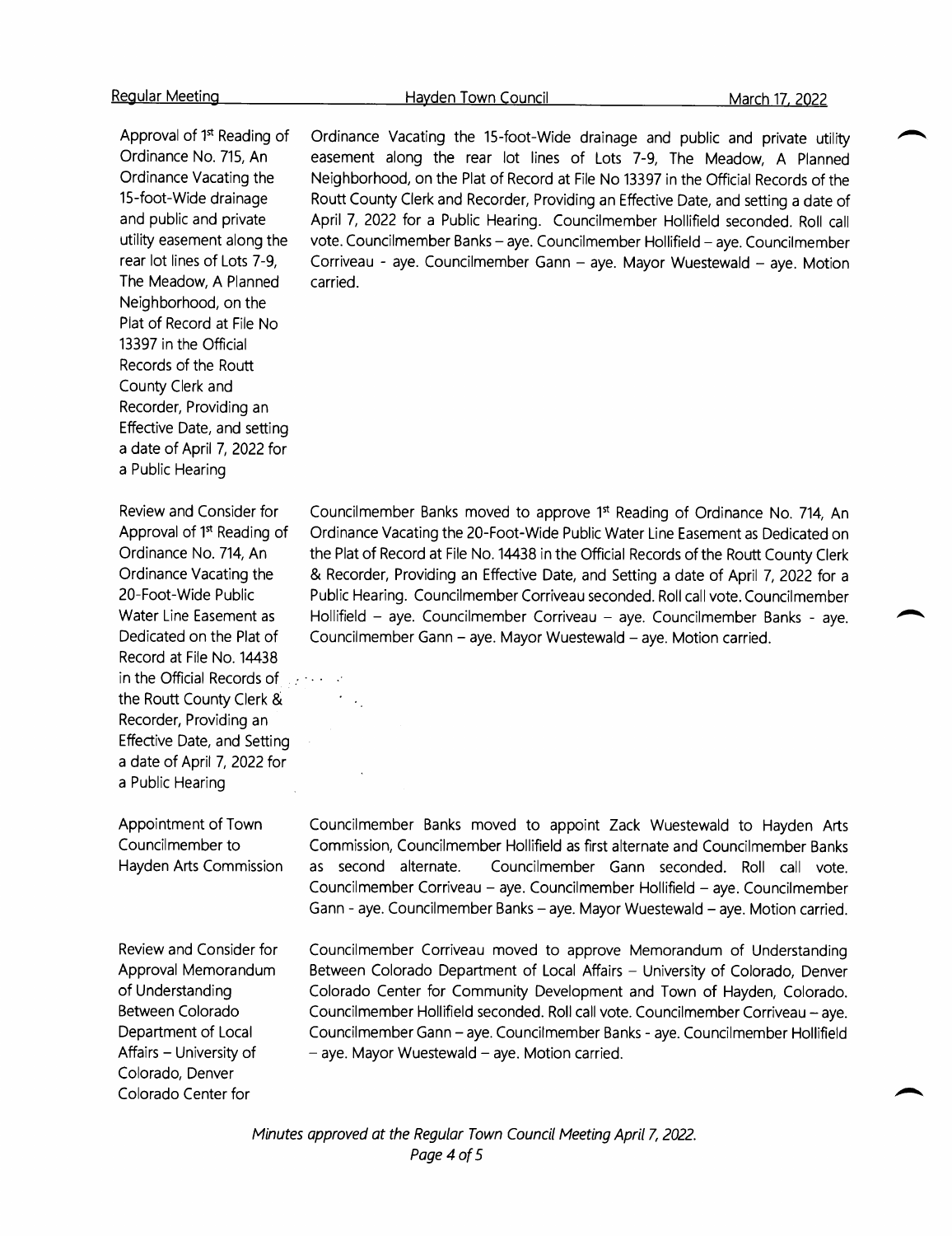| | |
|---|---|
| Approval of 1st Reading of Ordinance No. 715, An Ordinance Vacating the 15-foot-Wide drainage and public and private utility easement along the rear lot lines of Lots 7-9, The Meadow, A Planned Neighborhood, on the Plat of Record at File No 13397 in the Official Records of the Routt County Clerk and Recorder, Providing an Effective Date, and setting a date of April 7, 2022 for a Public Hearing | Ordinance Vacating the 15-foot-Wide drainage and public and private utility easement along the rear lot lines of Lots 7-9, The Meadow, A Planned Neighborhood, on the Plat of Record at File No 13397 in the Official Records of the Routt County Clerk and Recorder, Providing an Effective Date, and setting a date of April 7, 2022 for a Public Hearing. Councilmember Hollifield seconded. Roll call vote. Councilmember Banks – aye. Councilmember Hollifield – aye. Councilmember Corriveau - aye. Councilmember Gann – aye. Mayor Wuestewald – aye. Motion carried. |
| Review and Consider for Approval of 1st Reading of Ordinance No. 714, An Ordinance Vacating the 20-Foot-Wide Public Water Line Easement as Dedicated on the Plat of Record at File No. 14438 in the Official Records of the Routt County Clerk & Recorder, Providing an Effective Date, and Setting a date of April 7, 2022 for a Public Hearing | Councilmember Banks moved to approve 1st Reading of Ordinance No. 714, An Ordinance Vacating the 20-Foot-Wide Public Water Line Easement as Dedicated on the Plat of Record at File No. 14438 in the Official Records of the Routt County Clerk & Recorder, Providing an Effective Date, and Setting a date of April 7, 2022 for a Public Hearing. Councilmember Corriveau seconded. Roll call vote. Councilmember Hollifield – aye. Councilmember Corriveau – aye. Councilmember Banks - aye. Councilmember Gann – aye. Mayor Wuestewald – aye. Motion carried. |
| Appointment of Town Councilmember to Hayden Arts Commission | Councilmember Banks moved to appoint Zack Wuestewald to Hayden Arts Commission, Councilmember Hollifield as first alternate and Councilmember Banks as second alternate. Councilmember Gann seconded. Roll call vote. Councilmember Corriveau – aye. Councilmember Hollifield – aye. Councilmember Gann - aye. Councilmember Banks – aye. Mayor Wuestewald – aye. Motion carried. |
| Review and Consider for Approval Memorandum of Understanding Between Colorado Department of Local Affairs – University of Colorado, Denver Colorado Center for | Councilmember Corriveau moved to approve Memorandum of Understanding Between Colorado Department of Local Affairs – University of Colorado, Denver Colorado Center for Community Development and Town of Hayden, Colorado. Councilmember Hollifield seconded. Roll call vote. Councilmember Corriveau – aye. Councilmember Gann – aye. Councilmember Banks - aye. Councilmember Hollifield – aye. Mayor Wuestewald – aye. Motion carried. |

*Minutes approved at the Regular Town Council Meeting April 7, 2022.*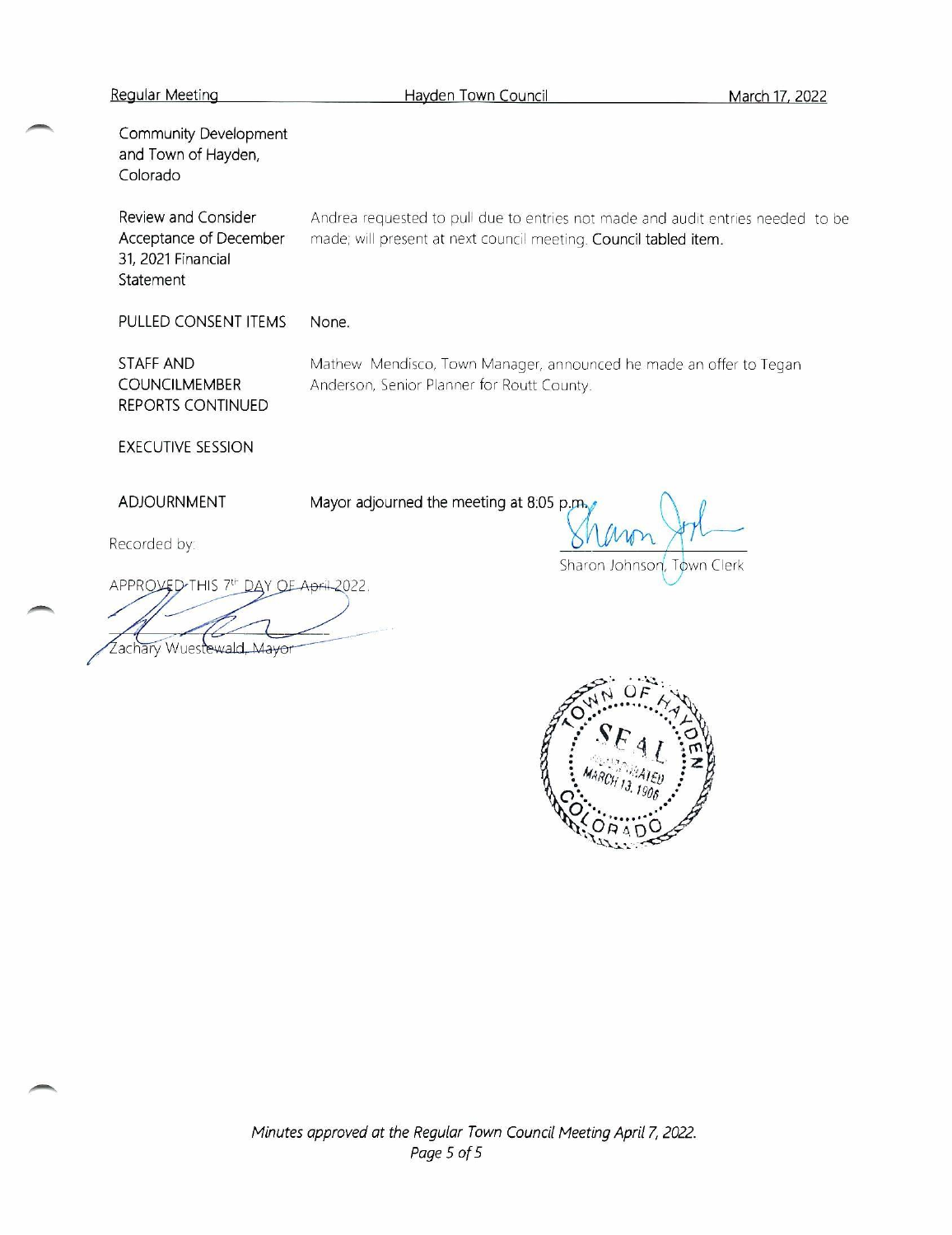| | |
|---|---|
| Community Development and Town of Hayden, Colorado | |
| Review and Consider Acceptance of December 31, 2021 Financial Statement | Andrea requested to pull due to entries not made and audit entries needed to be made; will present at next council meeting. Council tabled item. |
| PULLED CONSENT ITEMS | None. |
| STAFF AND COUNCILMEMBER REPORTS CONTINUED | Mathew Mendisco, Town Manager, announced he made an offer to Tegan Anderson, Senior Planner for Routt County. |
| EXECUTIVE SESSION | |
| ADJOURNMENT | Mayor adjourned the meeting at 8:05 p.m. |

Recorded by:

Sharon Johnson, Town Clerk

APPROVED THIS 7th DAY OF April 2022.

Zachary Wuestewald, Mayor

TOWN OF HAYDEN SEAL INCORPORATED MARCH 13, 1906 COLORADO

*Minutes approved at the Regular Town Council Meeting April 7, 2022.*